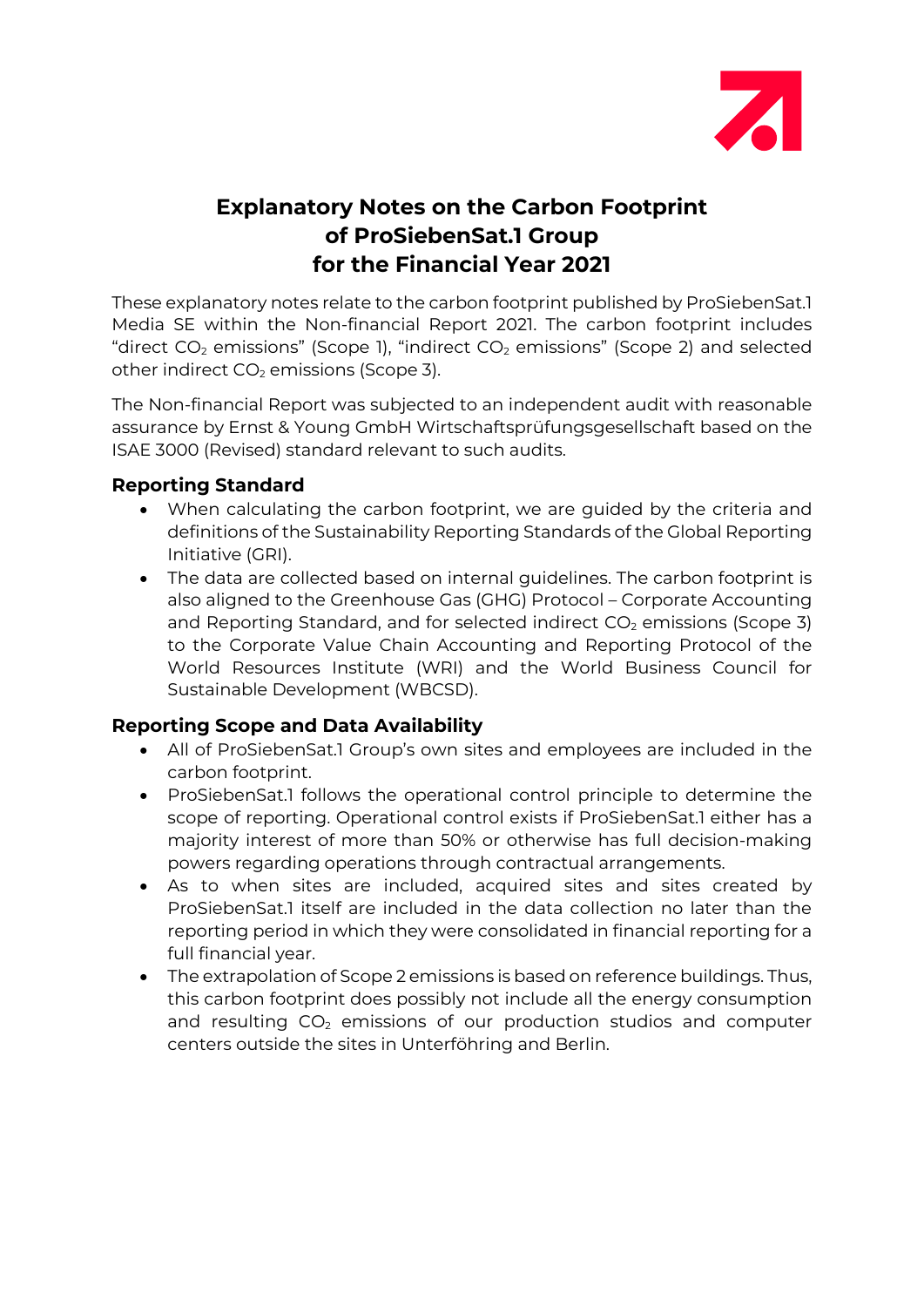# Explanatory Notes on the Carbon Footprint of ProSiebenSat.1 Group for the Financial Year 2021

These explanatory notes relate to the carbon footprint published by ProSiebenSat.1 Media SE within the Non-financial Report 2021. The carbon footprint includes "direct $CO_2$ emissions" (Scope 1), "indirect $CO_2$ emissions" (Scope 2) and selected other indirect $CO_2$ emissions (Scope 3).

The Non-financial Report was subjected to an independent audit with reasonable assurance by Ernst & Young GmbH Wirtschaftsprüfungsgesellschaft based on the ISAE 3000 (Revised) standard relevant to such audits.

## Reporting Standard

- When calculating the carbon footprint, we are guided by the criteria and definitions of the Sustainability Reporting Standards of the Global Reporting Initiative (GRI).
- The data are collected based on internal guidelines. The carbon footprint is also aligned to the Greenhouse Gas (GHG) Protocol – Corporate Accounting and Reporting Standard, and for selected indirect $CO_2$ emissions (Scope 3) to the Corporate Value Chain Accounting and Reporting Protocol of the World Resources Institute (WRI) and the World Business Council for Sustainable Development (WBCSD).

## Reporting Scope and Data Availability

- All of ProSiebenSat.1 Group's own sites and employees are included in the carbon footprint.
- ProSiebenSat.1 follows the operational control principle to determine the scope of reporting. Operational control exists if ProSiebenSat.1 either has a majority interest of more than 50% or otherwise has full decision-making powers regarding operations through contractual arrangements.
- As to when sites are included, acquired sites and sites created by ProSiebenSat.1 itself are included in the data collection no later than the reporting period in which they were consolidated in financial reporting for a full financial year.
- The extrapolation of Scope 2 emissions is based on reference buildings. Thus, this carbon footprint does possibly not include all the energy consumption and resulting $CO_2$ emissions of our production studios and computer centers outside the sites in Unterföhring and Berlin.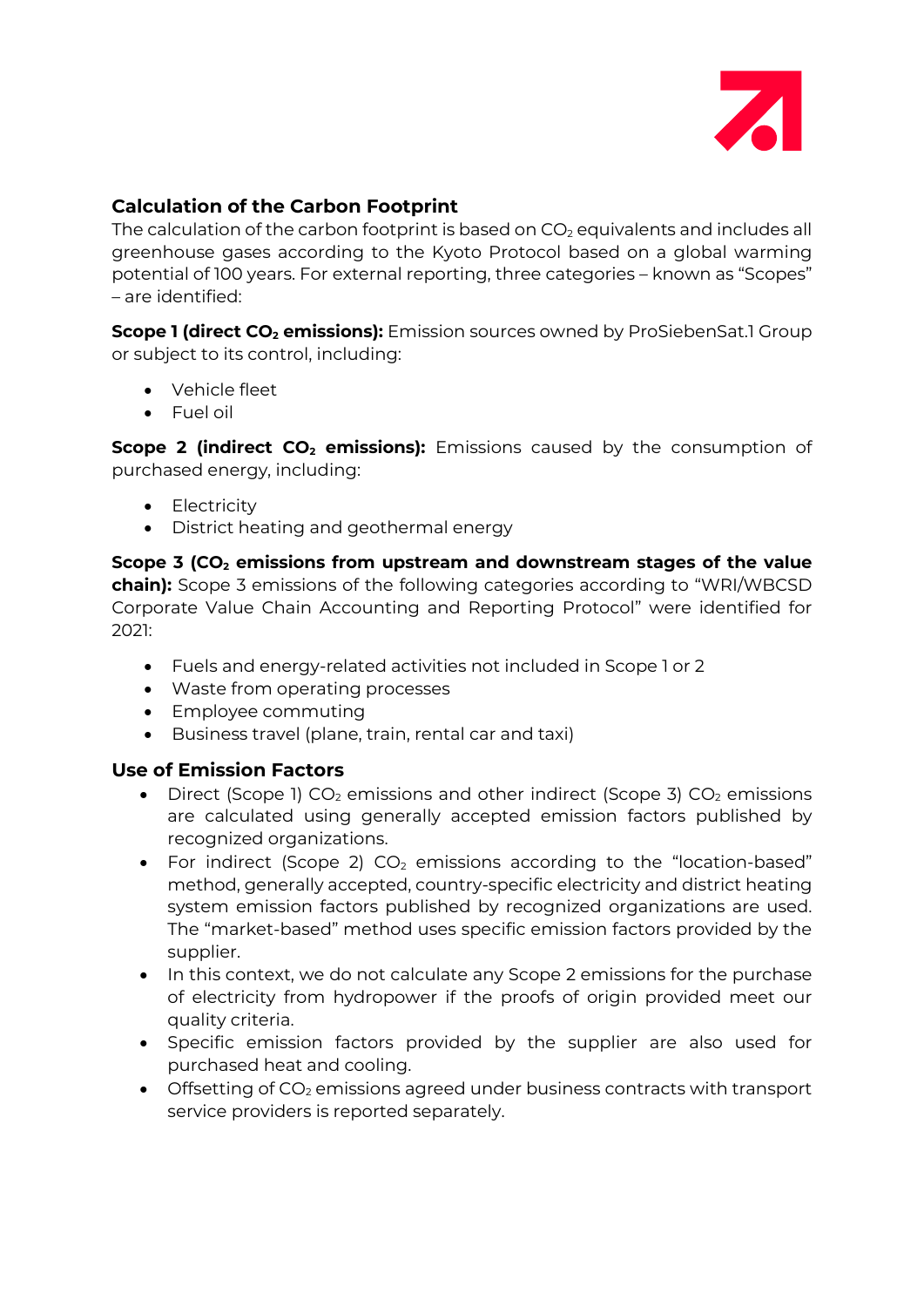## Calculation of the Carbon Footprint

The calculation of the carbon footprint is based on $CO_2$ equivalents and includes all greenhouse gases according to the Kyoto Protocol based on a global warming potential of 100 years. For external reporting, three categories – known as "Scopes" – are identified:

**Scope 1 (direct $CO_2$ emissions):** Emission sources owned by ProSiebenSat.1 Group or subject to its control, including:

- Vehicle fleet
- Fuel oil

**Scope 2 (indirect $CO_2$ emissions):** Emissions caused by the consumption of purchased energy, including:

- Electricity
- District heating and geothermal energy

**Scope 3 ($CO_2$ emissions from upstream and downstream stages of the value chain):** Scope 3 emissions of the following categories according to "WRI/WBCSD Corporate Value Chain Accounting and Reporting Protocol" were identified for 2021:

- Fuels and energy-related activities not included in Scope 1 or 2
- Waste from operating processes
- Employee commuting
- Business travel (plane, train, rental car and taxi)

### Use of Emission Factors

- Direct (Scope 1) $CO_2$ emissions and other indirect (Scope 3) $CO_2$ emissions are calculated using generally accepted emission factors published by recognized organizations.
- For indirect (Scope 2) $CO_2$ emissions according to the "location-based" method, generally accepted, country-specific electricity and district heating system emission factors published by recognized organizations are used. The "market-based" method uses specific emission factors provided by the supplier.
- In this context, we do not calculate any Scope 2 emissions for the purchase of electricity from hydropower if the proofs of origin provided meet our quality criteria.
- Specific emission factors provided by the supplier are also used for purchased heat and cooling.
- Offsetting of $CO_2$ emissions agreed under business contracts with transport service providers is reported separately.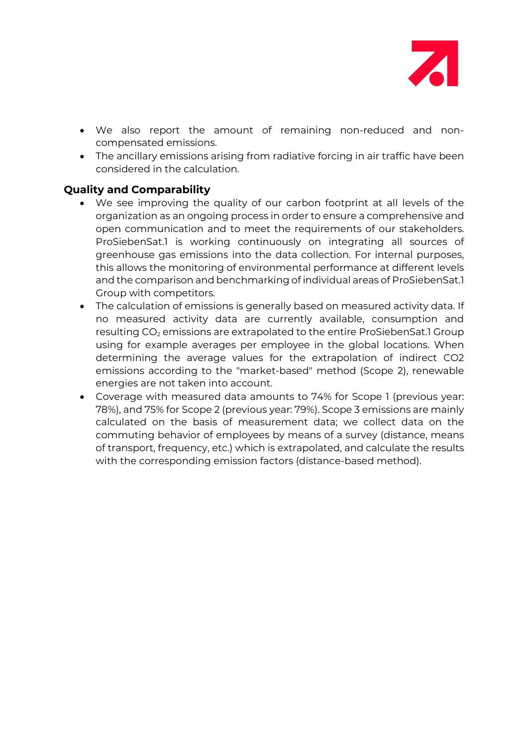- We also report the amount of remaining non-reduced and non-compensated emissions.
- The ancillary emissions arising from radiative forcing in air traffic have been considered in the calculation.

**Quality and Comparability**

- We see improving the quality of our carbon footprint at all levels of the organization as an ongoing process in order to ensure a comprehensive and open communication and to meet the requirements of our stakeholders. ProSiebenSat.1 is working continuously on integrating all sources of greenhouse gas emissions into the data collection. For internal purposes, this allows the monitoring of environmental performance at different levels and the comparison and benchmarking of individual areas of ProSiebenSat.1 Group with competitors.
- The calculation of emissions is generally based on measured activity data. If no measured activity data are currently available, consumption and resulting $CO_2$ emissions are extrapolated to the entire ProSiebenSat.1 Group using for example averages per employee in the global locations. When determining the average values for the extrapolation of indirect CO2 emissions according to the "market-based" method (Scope 2), renewable energies are not taken into account.
- Coverage with measured data amounts to 74% for Scope 1 (previous year: 78%), and 75% for Scope 2 (previous year: 79%). Scope 3 emissions are mainly calculated on the basis of measurement data; we collect data on the commuting behavior of employees by means of a survey (distance, means of transport, frequency, etc.) which is extrapolated, and calculate the results with the corresponding emission factors (distance-based method).